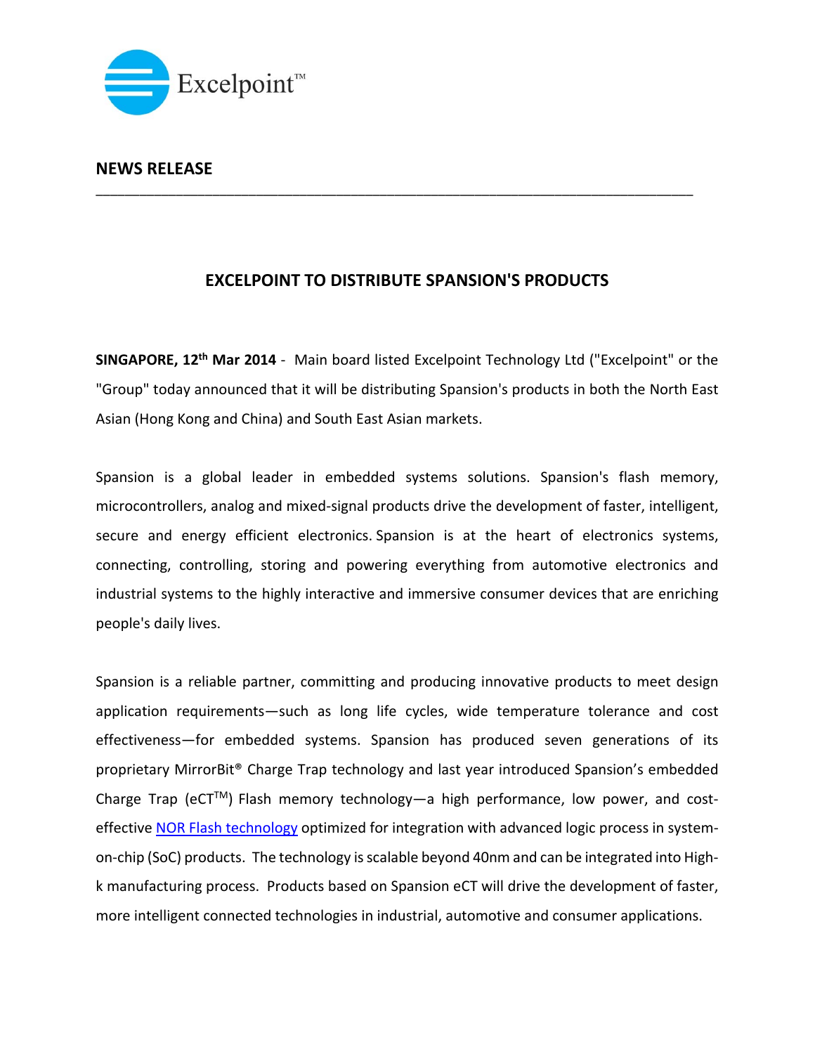Excelpoint™

**NEWS RELEASE**

---

## EXCELPOINT TO DISTRIBUTE SPANSION'S PRODUCTS

**SINGAPORE, 12th Mar 2014** - Main board listed Excelpoint Technology Ltd ("Excelpoint" or the "Group" today announced that it will be distributing Spansion's products in both the North East Asian (Hong Kong and China) and South East Asian markets.

Spansion is a global leader in embedded systems solutions. Spansion's flash memory, microcontrollers, analog and mixed-signal products drive the development of faster, intelligent, secure and energy efficient electronics. Spansion is at the heart of electronics systems, connecting, controlling, storing and powering everything from automotive electronics and industrial systems to the highly interactive and immersive consumer devices that are enriching people's daily lives.

Spansion is a reliable partner, committing and producing innovative products to meet design application requirements—such as long life cycles, wide temperature tolerance and cost effectiveness—for embedded systems. Spansion has produced seven generations of its proprietary MirrorBit® Charge Trap technology and last year introduced Spansion's embedded Charge Trap (eCT™) Flash memory technology—a high performance, low power, and cost-effective NOR Flash technology optimized for integration with advanced logic process in system-on-chip (SoC) products. The technology is scalable beyond 40nm and can be integrated into High-k manufacturing process. Products based on Spansion eCT will drive the development of faster, more intelligent connected technologies in industrial, automotive and consumer applications.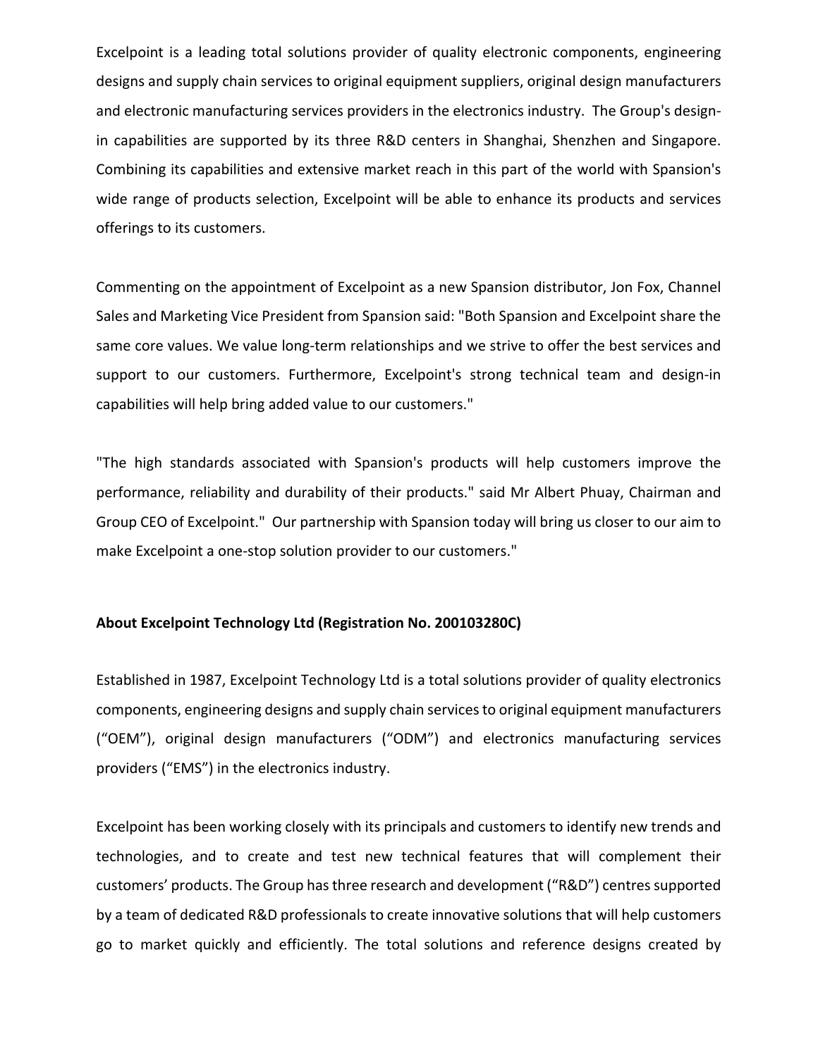Excelpoint is a leading total solutions provider of quality electronic components, engineering designs and supply chain services to original equipment suppliers, original design manufacturers and electronic manufacturing services providers in the electronics industry. The Group's design-in capabilities are supported by its three R&D centers in Shanghai, Shenzhen and Singapore. Combining its capabilities and extensive market reach in this part of the world with Spansion's wide range of products selection, Excelpoint will be able to enhance its products and services offerings to its customers.

Commenting on the appointment of Excelpoint as a new Spansion distributor, Jon Fox, Channel Sales and Marketing Vice President from Spansion said: "Both Spansion and Excelpoint share the same core values. We value long-term relationships and we strive to offer the best services and support to our customers. Furthermore, Excelpoint's strong technical team and design-in capabilities will help bring added value to our customers."

"The high standards associated with Spansion's products will help customers improve the performance, reliability and durability of their products." said Mr Albert Phuay, Chairman and Group CEO of Excelpoint." Our partnership with Spansion today will bring us closer to our aim to make Excelpoint a one-stop solution provider to our customers."

**About Excelpoint Technology Ltd (Registration No. 200103280C)**

Established in 1987, Excelpoint Technology Ltd is a total solutions provider of quality electronics components, engineering designs and supply chain services to original equipment manufacturers ("OEM"), original design manufacturers ("ODM") and electronics manufacturing services providers ("EMS") in the electronics industry.

Excelpoint has been working closely with its principals and customers to identify new trends and technologies, and to create and test new technical features that will complement their customers' products. The Group has three research and development ("R&D") centres supported by a team of dedicated R&D professionals to create innovative solutions that will help customers go to market quickly and efficiently. The total solutions and reference designs created by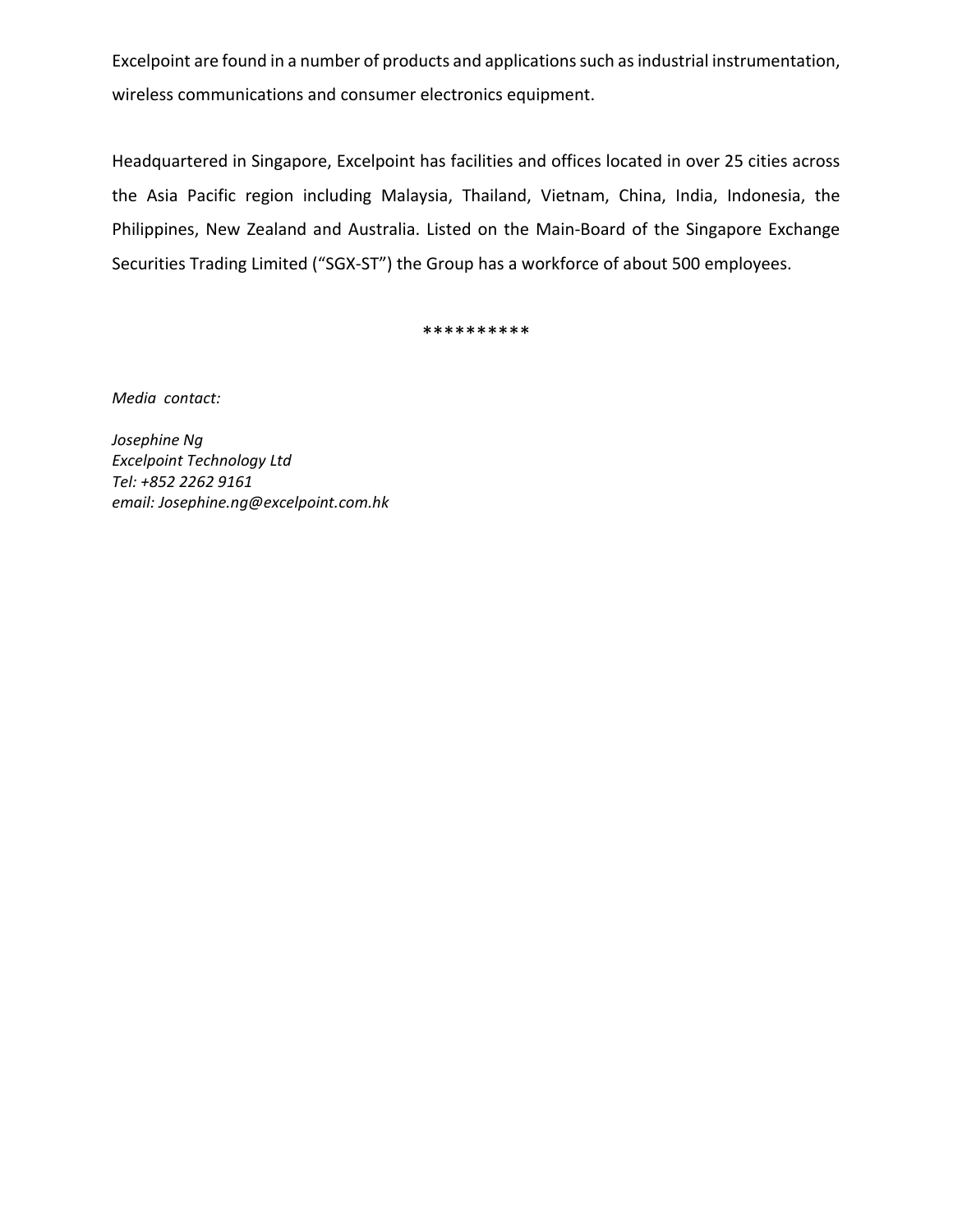Excelpoint are found in a number of products and applications such as industrial instrumentation, wireless communications and consumer electronics equipment.

Headquartered in Singapore, Excelpoint has facilities and offices located in over 25 cities across the Asia Pacific region including Malaysia, Thailand, Vietnam, China, India, Indonesia, the Philippines, New Zealand and Australia. Listed on the Main-Board of the Singapore Exchange Securities Trading Limited ("SGX-ST") the Group has a workforce of about 500 employees.

**********

*Media contact:*

*Josephine Ng*
*Excelpoint Technology Ltd*
*Tel: +852 2262 9161*
*email: Josephine.ng@excelpoint.com.hk*